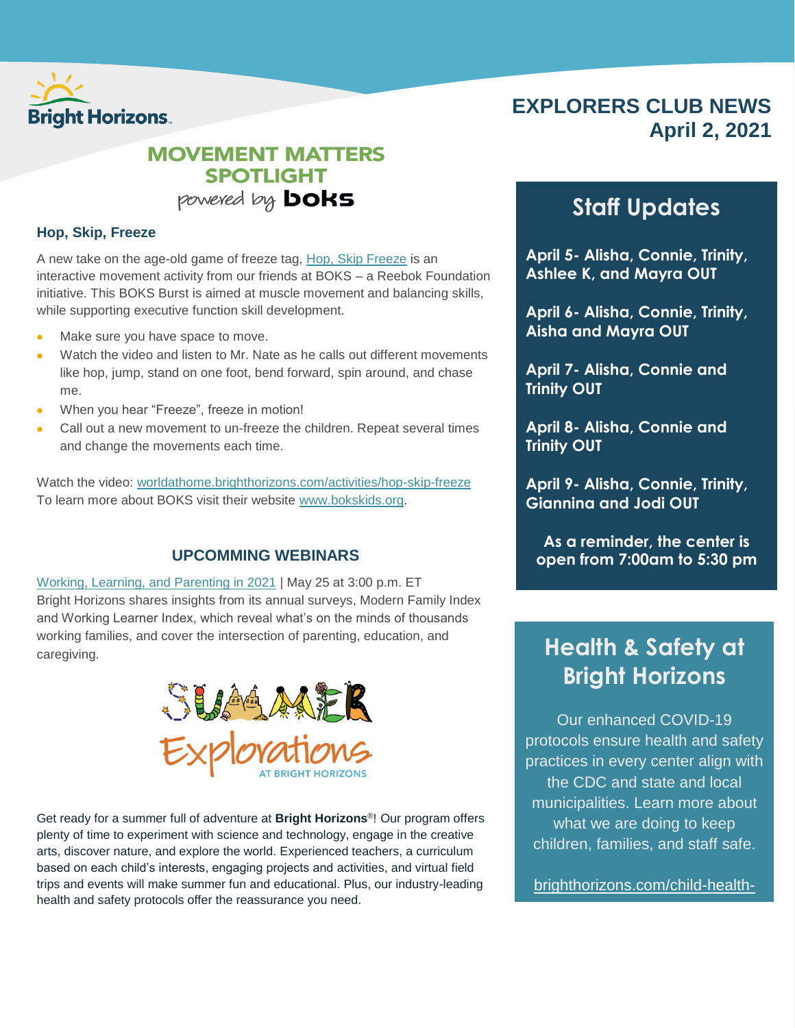# EXPLORERS CLUB NEWS
## April 2, 2021

## MOVEMENT MATTERS SPOTLIGHT
powered by boks

### Hop, Skip, Freeze

A new take on the age-old game of freeze tag, Hop, Skip Freeze is an interactive movement activity from our friends at BOKS – a Reebok Foundation initiative. This BOKS Burst is aimed at muscle movement and balancing skills, while supporting executive function skill development.

- Make sure you have space to move.
- Watch the video and listen to Mr. Nate as he calls out different movements like hop, jump, stand on one foot, bend forward, spin around, and chase me.
- When you hear "Freeze", freeze in motion!
- Call out a new movement to un-freeze the children. Repeat several times and change the movements each time.

Watch the video: worldathome.brighthorizons.com/activities/hop-skip-freeze
To learn more about BOKS visit their website www.bokskids.org.

### UPCOMMING WEBINARS

Working, Learning, and Parenting in 2021 | May 25 at 3:00 p.m. ET
Bright Horizons shares insights from its annual surveys, Modern Family Index and Working Learner Index, which reveal what's on the minds of thousands working families, and cover the intersection of parenting, education, and caregiving.

SUMMER Explorations AT BRIGHT HORIZONS

Get ready for a summer full of adventure at **Bright Horizons**®! Our program offers plenty of time to experiment with science and technology, engage in the creative arts, discover nature, and explore the world. Experienced teachers, a curriculum based on each child's interests, engaging projects and activities, and virtual field trips and events will make summer fun and educational. Plus, our industry-leading health and safety protocols offer the reassurance you need.

## Staff Updates

**April 5- Alisha, Connie, Trinity, Ashlee K, and Mayra OUT**

**April 6- Alisha, Connie, Trinity, Aisha and Mayra OUT**

**April 7- Alisha, Connie and Trinity OUT**

**April 8- Alisha, Connie and Trinity OUT**

**April 9- Alisha, Connie, Trinity, Giannina and Jodi OUT**

**As a reminder, the center is open from 7:00am to 5:30 pm**

## Health & Safety at Bright Horizons

Our enhanced COVID-19 protocols ensure health and safety practices in every center align with the CDC and state and local municipalities. Learn more about what we are doing to keep children, families, and staff safe.

brighthorizons.com/child-health-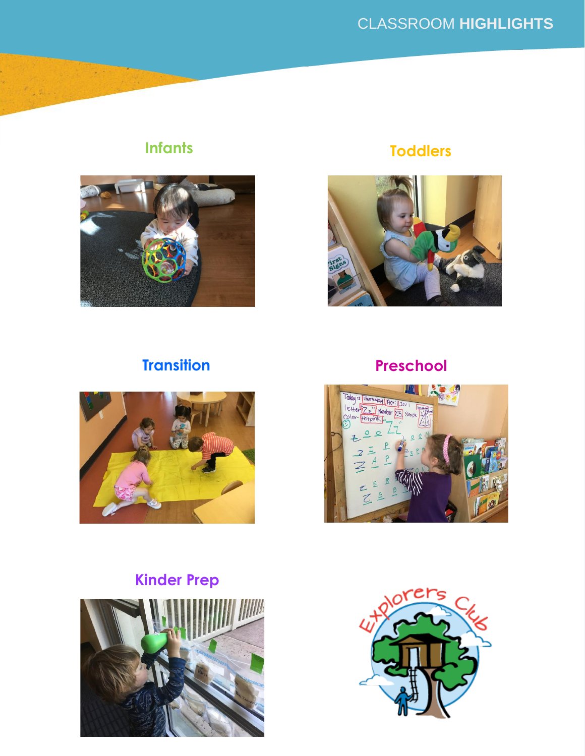# CLASSROOM **HIGHLIGHTS**

## Infants

## Toddlers

## Transition

## Preschool

## Kinder Prep